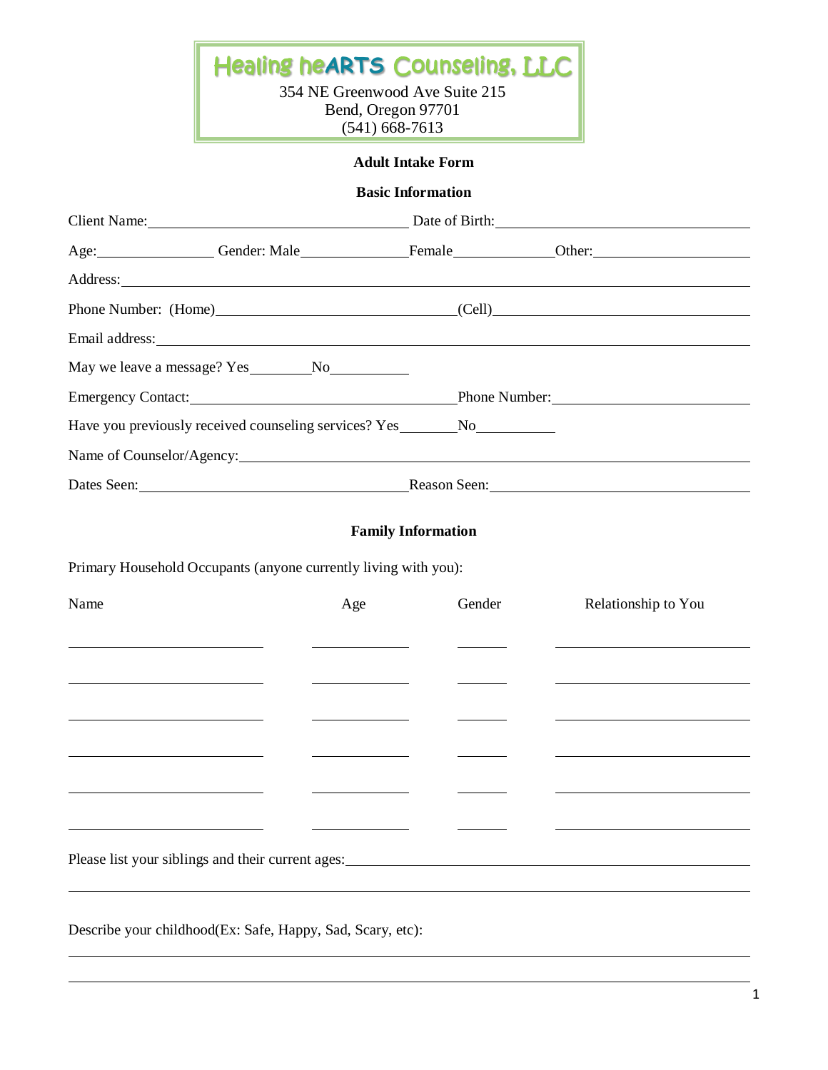# Healing heARTS Counseling, LLC

354 NE Greenwood Ave Suite 215
Bend, Oregon 97701
(541) 668-7613

## Adult Intake Form

### Basic Information

Client Name: ____________________ Date of Birth: ____________________

Age: __________ Gender: Male __________ Female __________ Other: ______________

Address: ________________________________________________

Phone Number: (Home) ____________________ (Cell) ____________________

Email address: ________________________________________________

May we leave a message? Yes ________ No ________

Emergency Contact: ____________________ Phone Number: ____________________

Have you previously received counseling services? Yes ________ No ________

Name of Counselor/Agency: ________________________________________________

Dates Seen: ____________________ Reason Seen: ____________________

### Family Information

Primary Household Occupants (anyone currently living with you):

| Name | Age | Gender | Relationship to You |
|---|---|---|---|
| | | | |
| | | | |
| | | | |
| | | | |
| | | | |
| | | | |

Please list your siblings and their current ages: ________________________________________________

________________________________________________

Describe your childhood(Ex: Safe, Happy, Sad, Scary, etc):

________________________________________________

________________________________________________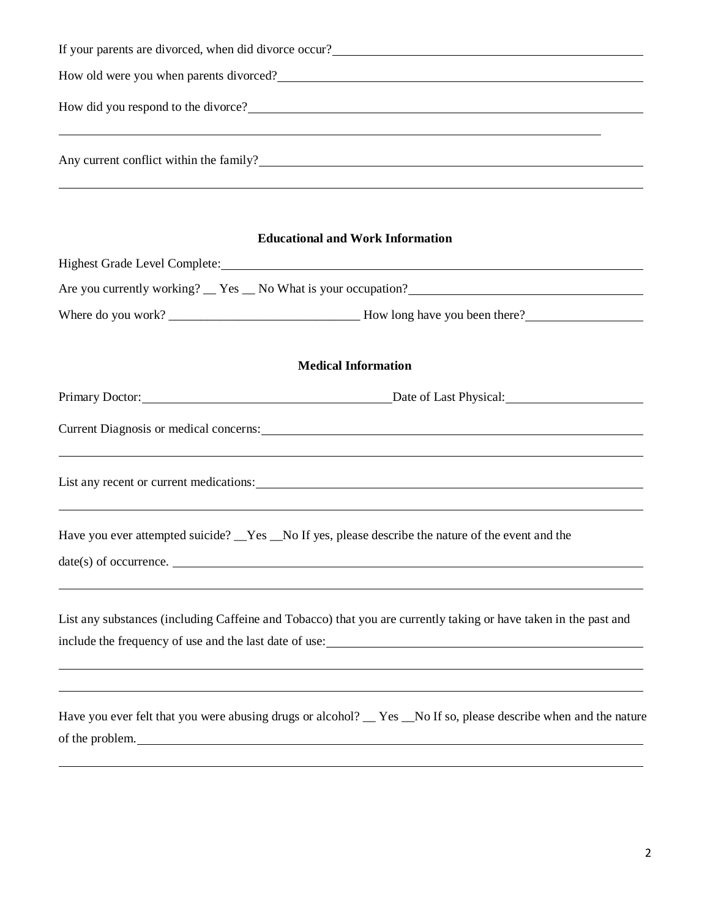If your parents are divorced, when did divorce occur?

How old were you when parents divorced?

How did you respond to the divorce?

Any current conflict within the family?

### Educational and Work Information

Highest Grade Level Complete:

Are you currently working? __ Yes __ No What is your occupation?

Where do you work? ______________________________ How long have you been there?

### Medical Information

Primary Doctor: Date of Last Physical:

Current Diagnosis or medical concerns:

List any recent or current medications:

Have you ever attempted suicide? __Yes __No If yes, please describe the nature of the event and the date(s) of occurrence.

List any substances (including Caffeine and Tobacco) that you are currently taking or have taken in the past and include the frequency of use and the last date of use:

Have you ever felt that you were abusing drugs or alcohol? __ Yes __No If so, please describe when and the nature of the problem.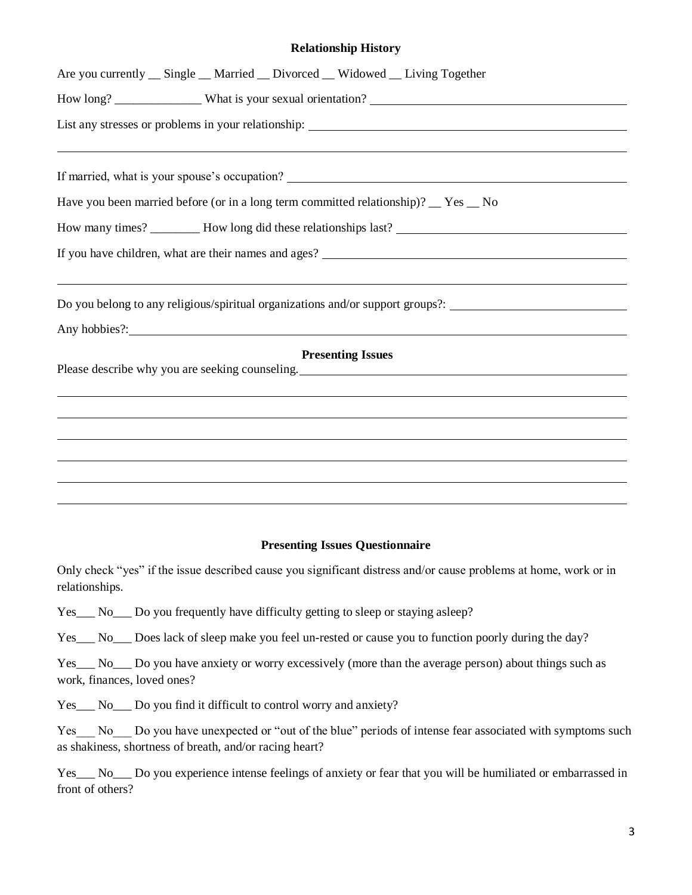## Relationship History

Are you currently __ Single __ Married __ Divorced __ Widowed __ Living Together

How long? ______________ What is your sexual orientation? ____________________________________________

List any stresses or problems in your relationship: ____________________________________________

________________________________________________________________________________

If married, what is your spouse's occupation? ____________________________________________

Have you been married before (or in a long term committed relationship)? __ Yes __ No

How many times? ________ How long did these relationships last? ____________________________________

If you have children, what are their names and ages? ____________________________________________

________________________________________________________________________________

Do you belong to any religious/spiritual organizations and/or support groups?: ____________________________

Any hobbies?: ____________________________________________________________________________

## Presenting Issues

Please describe why you are seeking counseling. ____________________________________________

________________________________________________________________________________

________________________________________________________________________________

________________________________________________________________________________

________________________________________________________________________________

________________________________________________________________________________

________________________________________________________________________________

## Presenting Issues Questionnaire

Only check "yes" if the issue described cause you significant distress and/or cause problems at home, work or in relationships.

Yes___ No___ Do you frequently have difficulty getting to sleep or staying asleep?

Yes___ No___ Does lack of sleep make you feel un-rested or cause you to function poorly during the day?

Yes___ No___ Do you have anxiety or worry excessively (more than the average person) about things such as work, finances, loved ones?

Yes___ No___ Do you find it difficult to control worry and anxiety?

Yes___ No___ Do you have unexpected or "out of the blue" periods of intense fear associated with symptoms such as shakiness, shortness of breath, and/or racing heart?

Yes___ No___ Do you experience intense feelings of anxiety or fear that you will be humiliated or embarrassed in front of others?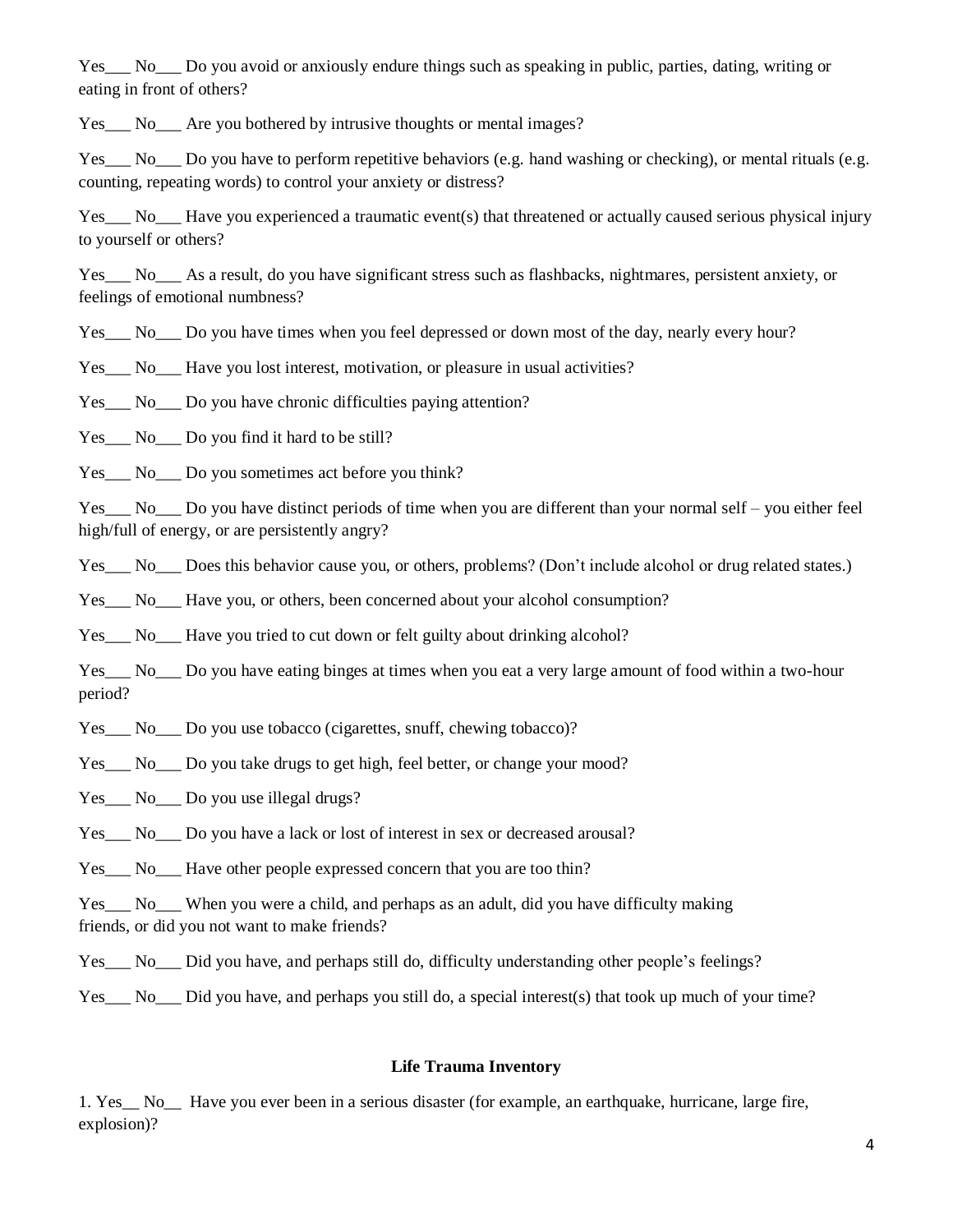Yes___ No___ Do you avoid or anxiously endure things such as speaking in public, parties, dating, writing or eating in front of others?

Yes___ No___ Are you bothered by intrusive thoughts or mental images?

Yes___ No___ Do you have to perform repetitive behaviors (e.g. hand washing or checking), or mental rituals (e.g. counting, repeating words) to control your anxiety or distress?

Yes___ No___ Have you experienced a traumatic event(s) that threatened or actually caused serious physical injury to yourself or others?

Yes___ No___ As a result, do you have significant stress such as flashbacks, nightmares, persistent anxiety, or feelings of emotional numbness?

Yes___ No___ Do you have times when you feel depressed or down most of the day, nearly every hour?

Yes___ No___ Have you lost interest, motivation, or pleasure in usual activities?

Yes___ No___ Do you have chronic difficulties paying attention?

Yes___ No___ Do you find it hard to be still?

Yes___ No___ Do you sometimes act before you think?

Yes___ No___ Do you have distinct periods of time when you are different than your normal self – you either feel high/full of energy, or are persistently angry?

Yes___ No___ Does this behavior cause you, or others, problems? (Don't include alcohol or drug related states.)

Yes___ No___ Have you, or others, been concerned about your alcohol consumption?

Yes___ No___ Have you tried to cut down or felt guilty about drinking alcohol?

Yes___ No___ Do you have eating binges at times when you eat a very large amount of food within a two-hour period?

Yes___ No___ Do you use tobacco (cigarettes, snuff, chewing tobacco)?

Yes___ No___ Do you take drugs to get high, feel better, or change your mood?

Yes___ No___ Do you use illegal drugs?

Yes___ No___ Do you have a lack or lost of interest in sex or decreased arousal?

Yes___ No___ Have other people expressed concern that you are too thin?

Yes___ No___ When you were a child, and perhaps as an adult, did you have difficulty making friends, or did you not want to make friends?

Yes___ No___ Did you have, and perhaps still do, difficulty understanding other people's feelings?

Yes___ No___ Did you have, and perhaps you still do, a special interest(s) that took up much of your time?

**Life Trauma Inventory**

1. Yes__ No__ Have you ever been in a serious disaster (for example, an earthquake, hurricane, large fire, explosion)?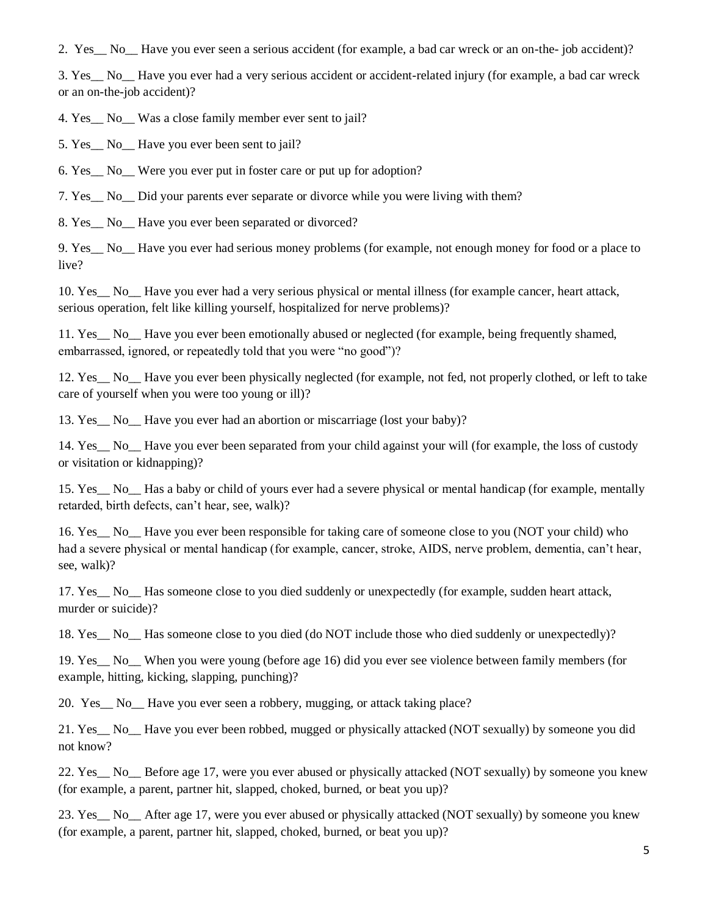2. Yes__ No__ Have you ever seen a serious accident (for example, a bad car wreck or an on-the- job accident)?

3. Yes__ No__ Have you ever had a very serious accident or accident-related injury (for example, a bad car wreck or an on-the-job accident)?

4. Yes__ No__ Was a close family member ever sent to jail?

5. Yes__ No__ Have you ever been sent to jail?

6. Yes__ No__ Were you ever put in foster care or put up for adoption?

7. Yes__ No__ Did your parents ever separate or divorce while you were living with them?

8. Yes__ No__ Have you ever been separated or divorced?

9. Yes__ No__ Have you ever had serious money problems (for example, not enough money for food or a place to live?

10. Yes__ No__ Have you ever had a very serious physical or mental illness (for example cancer, heart attack, serious operation, felt like killing yourself, hospitalized for nerve problems)?

11. Yes__ No__ Have you ever been emotionally abused or neglected (for example, being frequently shamed, embarrassed, ignored, or repeatedly told that you were "no good")?

12. Yes__ No__ Have you ever been physically neglected (for example, not fed, not properly clothed, or left to take care of yourself when you were too young or ill)?

13. Yes__ No__ Have you ever had an abortion or miscarriage (lost your baby)?

14. Yes__ No__ Have you ever been separated from your child against your will (for example, the loss of custody or visitation or kidnapping)?

15. Yes__ No__ Has a baby or child of yours ever had a severe physical or mental handicap (for example, mentally retarded, birth defects, can't hear, see, walk)?

16. Yes__ No__ Have you ever been responsible for taking care of someone close to you (NOT your child) who had a severe physical or mental handicap (for example, cancer, stroke, AIDS, nerve problem, dementia, can't hear, see, walk)?

17. Yes__ No__ Has someone close to you died suddenly or unexpectedly (for example, sudden heart attack, murder or suicide)?

18. Yes__ No__ Has someone close to you died (do NOT include those who died suddenly or unexpectedly)?

19. Yes__ No__ When you were young (before age 16) did you ever see violence between family members (for example, hitting, kicking, slapping, punching)?

20. Yes__ No__ Have you ever seen a robbery, mugging, or attack taking place?

21. Yes__ No__ Have you ever been robbed, mugged or physically attacked (NOT sexually) by someone you did not know?

22. Yes__ No__ Before age 17, were you ever abused or physically attacked (NOT sexually) by someone you knew (for example, a parent, partner hit, slapped, choked, burned, or beat you up)?

23. Yes__ No__ After age 17, were you ever abused or physically attacked (NOT sexually) by someone you knew (for example, a parent, partner hit, slapped, choked, burned, or beat you up)?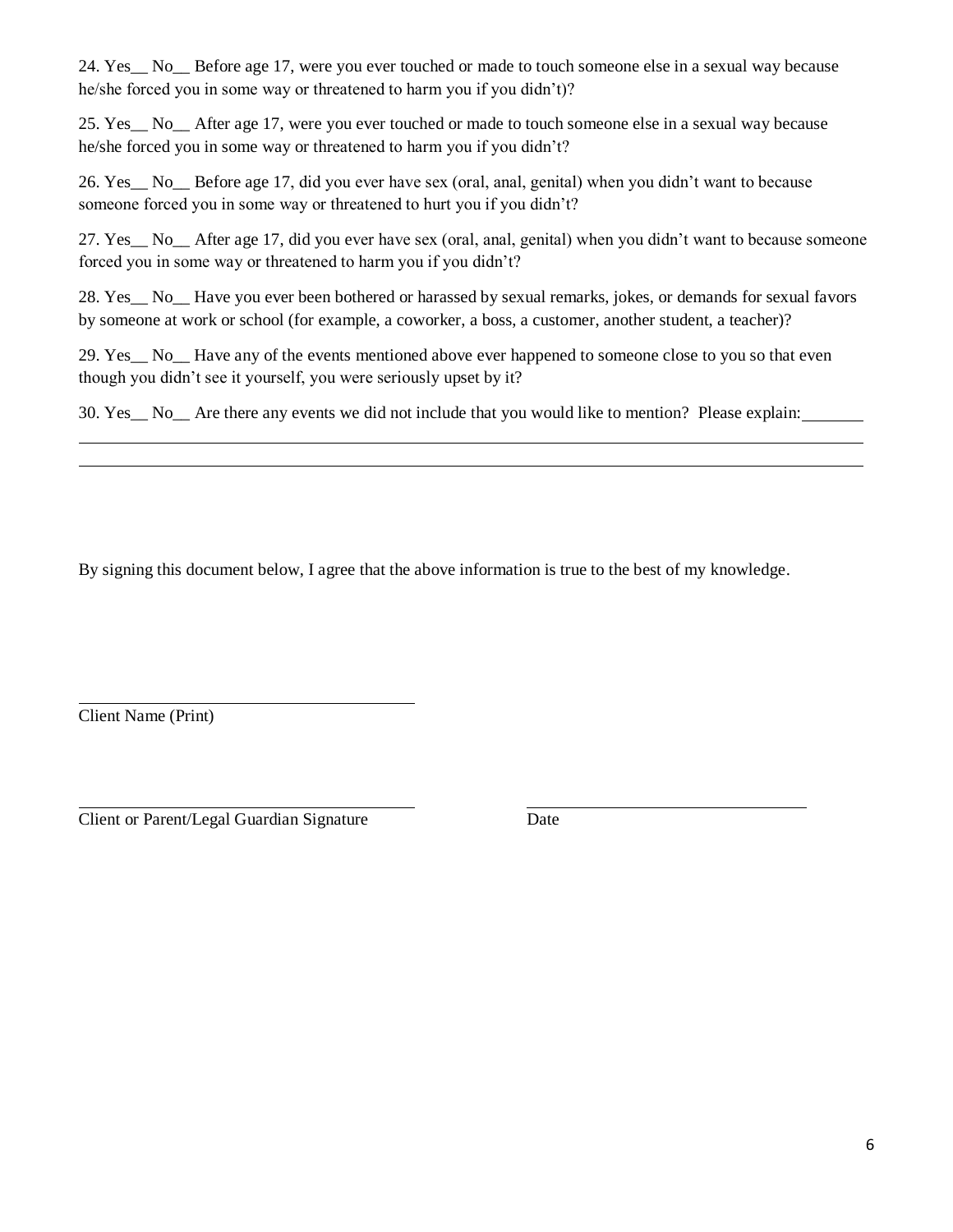24. Yes__ No__ Before age 17, were you ever touched or made to touch someone else in a sexual way because he/she forced you in some way or threatened to harm you if you didn't)?

25. Yes__ No__ After age 17, were you ever touched or made to touch someone else in a sexual way because he/she forced you in some way or threatened to harm you if you didn't?

26. Yes__ No__ Before age 17, did you ever have sex (oral, anal, genital) when you didn't want to because someone forced you in some way or threatened to hurt you if you didn't?

27. Yes__ No__ After age 17, did you ever have sex (oral, anal, genital) when you didn't want to because someone forced you in some way or threatened to harm you if you didn't?

28. Yes__ No__ Have you ever been bothered or harassed by sexual remarks, jokes, or demands for sexual favors by someone at work or school (for example, a coworker, a boss, a customer, another student, a teacher)?

29. Yes__ No__ Have any of the events mentioned above ever happened to someone close to you so that even though you didn't see it yourself, you were seriously upset by it?

30. Yes__ No__ Are there any events we did not include that you would like to mention? Please explain: ________

________________________________________________________________________________

________________________________________________________________________________

By signing this document below, I agree that the above information is true to the best of my knowledge.

________________________________________
Client Name (Print)

________________________________________ ________________________________
Client or Parent/Legal Guardian Signature Date